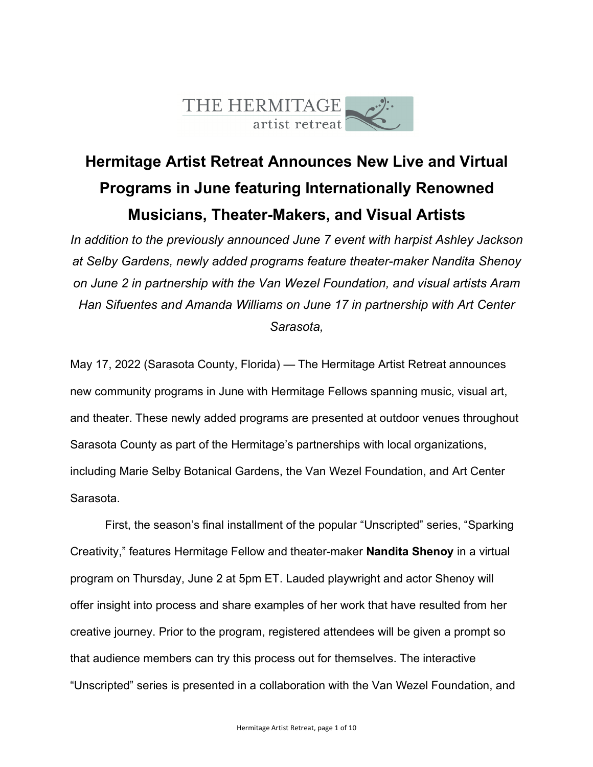THE HERMITAGE artist retreat

# Hermitage Artist Retreat Announces New Live and Virtual Programs in June featuring Internationally Renowned Musicians, Theater-Makers, and Visual Artists

*In addition to the previously announced June 7 event with harpist Ashley Jackson at Selby Gardens, newly added programs feature theater-maker Nandita Shenoy on June 2 in partnership with the Van Wezel Foundation, and visual artists Aram Han Sifuentes and Amanda Williams on June 17 in partnership with Art Center Sarasota,*

May 17, 2022 (Sarasota County, Florida) — The Hermitage Artist Retreat announces new community programs in June with Hermitage Fellows spanning music, visual art, and theater. These newly added programs are presented at outdoor venues throughout Sarasota County as part of the Hermitage's partnerships with local organizations, including Marie Selby Botanical Gardens, the Van Wezel Foundation, and Art Center Sarasota.

First, the season's final installment of the popular "Unscripted" series, "Sparking Creativity," features Hermitage Fellow and theater-maker **Nandita Shenoy** in a virtual program on Thursday, June 2 at 5pm ET. Lauded playwright and actor Shenoy will offer insight into process and share examples of her work that have resulted from her creative journey. Prior to the program, registered attendees will be given a prompt so that audience members can try this process out for themselves. The interactive "Unscripted" series is presented in a collaboration with the Van Wezel Foundation, and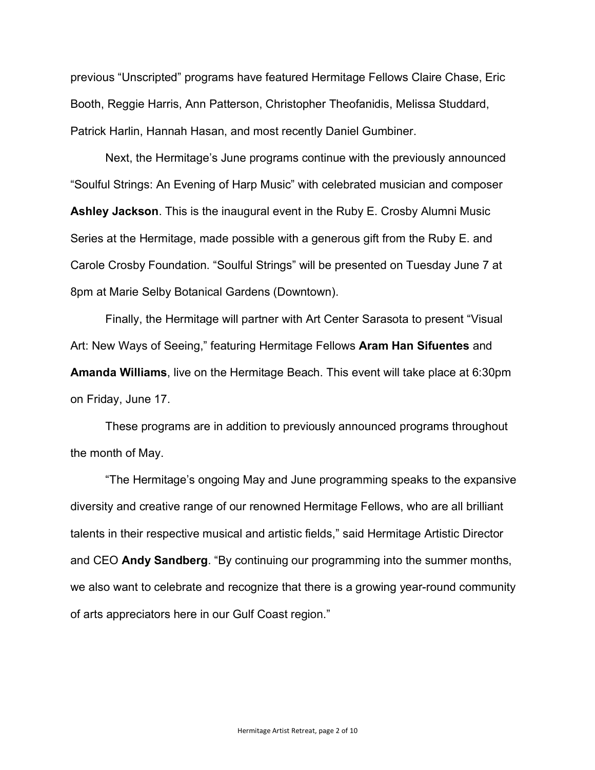previous “Unscripted” programs have featured Hermitage Fellows Claire Chase, Eric Booth, Reggie Harris, Ann Patterson, Christopher Theofanidis, Melissa Studdard, Patrick Harlin, Hannah Hasan, and most recently Daniel Gumbiner.

Next, the Hermitage’s June programs continue with the previously announced “Soulful Strings: An Evening of Harp Music” with celebrated musician and composer **Ashley Jackson**. This is the inaugural event in the Ruby E. Crosby Alumni Music Series at the Hermitage, made possible with a generous gift from the Ruby E. and Carole Crosby Foundation. “Soulful Strings” will be presented on Tuesday June 7 at 8pm at Marie Selby Botanical Gardens (Downtown).

Finally, the Hermitage will partner with Art Center Sarasota to present “Visual Art: New Ways of Seeing,” featuring Hermitage Fellows **Aram Han Sifuentes** and **Amanda Williams**, live on the Hermitage Beach. This event will take place at 6:30pm on Friday, June 17.

These programs are in addition to previously announced programs throughout the month of May.

“The Hermitage’s ongoing May and June programming speaks to the expansive diversity and creative range of our renowned Hermitage Fellows, who are all brilliant talents in their respective musical and artistic fields,” said Hermitage Artistic Director and CEO **Andy Sandberg**. “By continuing our programming into the summer months, we also want to celebrate and recognize that there is a growing year-round community of arts appreciators here in our Gulf Coast region.”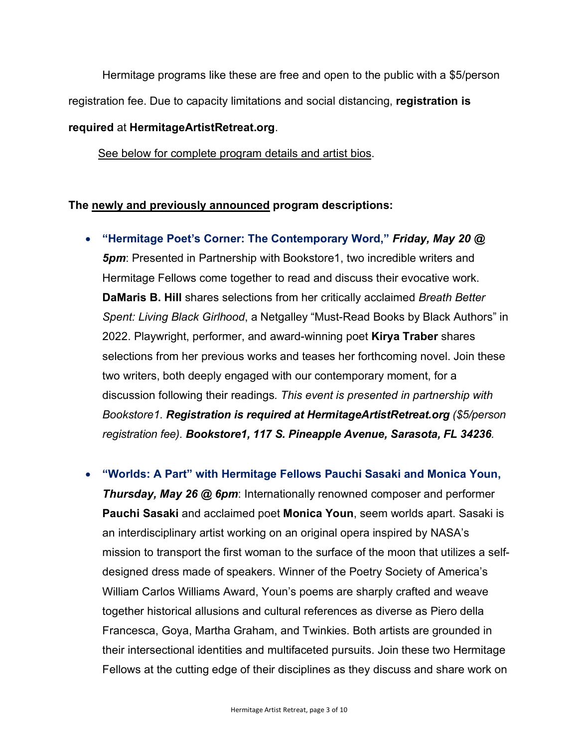Hermitage programs like these are free and open to the public with a $5/person registration fee. Due to capacity limitations and social distancing, **registration is required** at **HermitageArtistRetreat.org**.

See below for complete program details and artist bios.

**The newly and previously announced program descriptions:**

- **"Hermitage Poet's Corner: The Contemporary Word,"** ***Friday, May 20 @ 5pm***: Presented in Partnership with Bookstore1, two incredible writers and Hermitage Fellows come together to read and discuss their evocative work. **DaMaris B. Hill** shares selections from her critically acclaimed *Breath Better Spent: Living Black Girlhood*, a Netgalley "Must-Read Books by Black Authors" in 2022. Playwright, performer, and award-winning poet **Kirya Traber** shares selections from her previous works and teases her forthcoming novel. Join these two writers, both deeply engaged with our contemporary moment, for a discussion following their readings. *This event is presented in partnership with Bookstore1.* ***Registration is required at HermitageArtistRetreat.org*** *($5/person registration fee).* ***Bookstore1, 117 S. Pineapple Avenue, Sarasota, FL 34236****.*

- **"Worlds: A Part" with Hermitage Fellows Pauchi Sasaki and Monica Youn,** ***Thursday, May 26 @ 6pm***: Internationally renowned composer and performer **Pauchi Sasaki** and acclaimed poet **Monica Youn**, seem worlds apart. Sasaki is an interdisciplinary artist working on an original opera inspired by NASA's mission to transport the first woman to the surface of the moon that utilizes a self-designed dress made of speakers. Winner of the Poetry Society of America's William Carlos Williams Award, Youn's poems are sharply crafted and weave together historical allusions and cultural references as diverse as Piero della Francesca, Goya, Martha Graham, and Twinkies. Both artists are grounded in their intersectional identities and multifaceted pursuits. Join these two Hermitage Fellows at the cutting edge of their disciplines as they discuss and share work on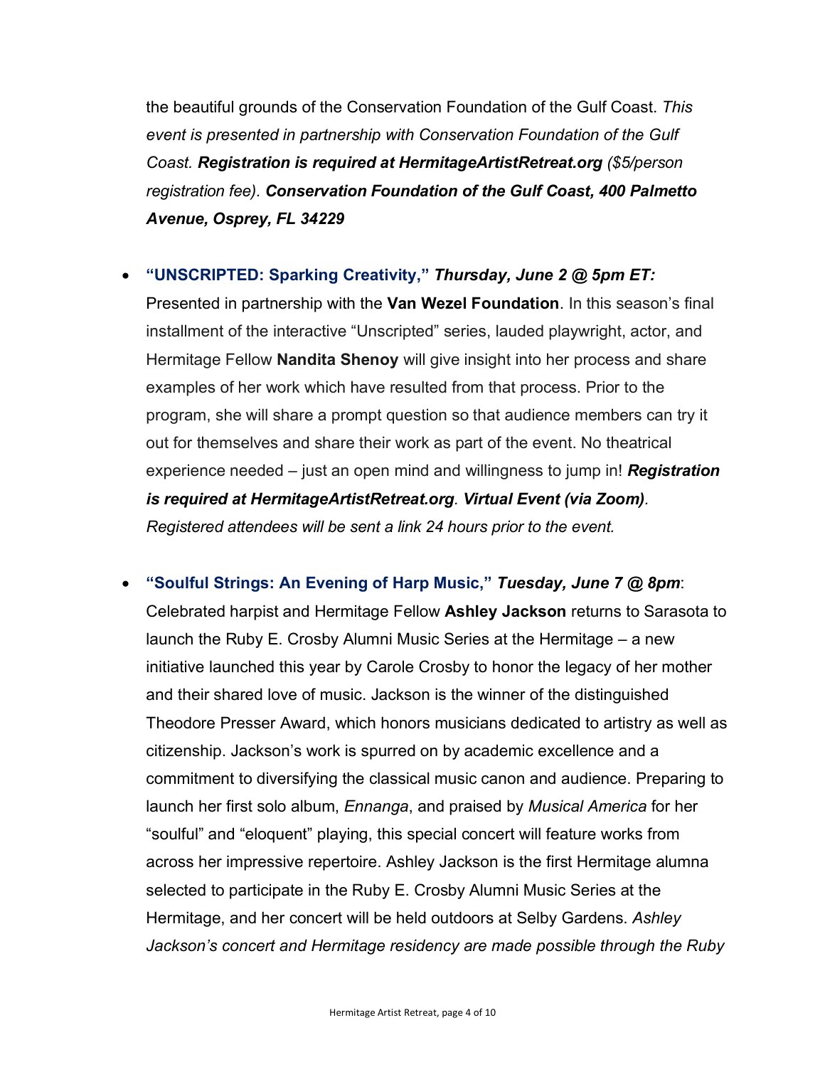the beautiful grounds of the Conservation Foundation of the Gulf Coast. *This event is presented in partnership with Conservation Foundation of the Gulf Coast.* ***Registration is required at HermitageArtistRetreat.org*** *($5/person registration fee).* ***Conservation Foundation of the Gulf Coast, 400 Palmetto Avenue, Osprey, FL 34229***

- **"UNSCRIPTED: Sparking Creativity,"** ***Thursday, June 2 @ 5pm ET:*** Presented in partnership with the **Van Wezel Foundation**. In this season's final installment of the interactive "Unscripted" series, lauded playwright, actor, and Hermitage Fellow **Nandita Shenoy** will give insight into her process and share examples of her work which have resulted from that process. Prior to the program, she will share a prompt question so that audience members can try it out for themselves and share their work as part of the event. No theatrical experience needed – just an open mind and willingness to jump in! ***Registration is required at HermitageArtistRetreat.org***. ***Virtual Event (via Zoom)***. *Registered attendees will be sent a link 24 hours prior to the event.*

- **"Soulful Strings: An Evening of Harp Music,"** ***Tuesday, June 7 @ 8pm***: Celebrated harpist and Hermitage Fellow **Ashley Jackson** returns to Sarasota to launch the Ruby E. Crosby Alumni Music Series at the Hermitage – a new initiative launched this year by Carole Crosby to honor the legacy of her mother and their shared love of music. Jackson is the winner of the distinguished Theodore Presser Award, which honors musicians dedicated to artistry as well as citizenship. Jackson's work is spurred on by academic excellence and a commitment to diversifying the classical music canon and audience. Preparing to launch her first solo album, *Ennanga*, and praised by *Musical America* for her "soulful" and "eloquent" playing, this special concert will feature works from across her impressive repertoire. Ashley Jackson is the first Hermitage alumna selected to participate in the Ruby E. Crosby Alumni Music Series at the Hermitage, and her concert will be held outdoors at Selby Gardens. *Ashley Jackson's concert and Hermitage residency are made possible through the Ruby*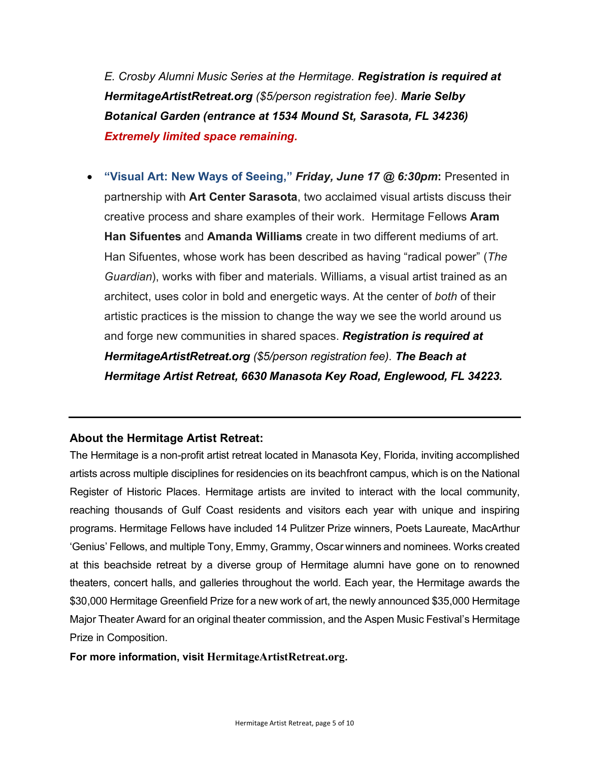*E. Crosby Alumni Music Series at the Hermitage.* ***Registration is required at HermitageArtistRetreat.org*** *($5/person registration fee).* ***Marie Selby Botanical Garden (entrance at 1534 Mound St, Sarasota, FL 34236)*** ***Extremely limited space remaining.***

- **"Visual Art: New Ways of Seeing,"** ***Friday, June 17 @ 6:30pm*****:** Presented in partnership with **Art Center Sarasota**, two acclaimed visual artists discuss their creative process and share examples of their work. Hermitage Fellows **Aram Han Sifuentes** and **Amanda Williams** create in two different mediums of art. Han Sifuentes, whose work has been described as having "radical power" (*The Guardian*), works with fiber and materials. Williams, a visual artist trained as an architect, uses color in bold and energetic ways. At the center of *both* of their artistic practices is the mission to change the way we see the world around us and forge new communities in shared spaces. ***Registration is required at HermitageArtistRetreat.org*** *($5/person registration fee).* ***The Beach at Hermitage Artist Retreat, 6630 Manasota Key Road, Englewood, FL 34223.***

---

**About the Hermitage Artist Retreat:**

The Hermitage is a non-profit artist retreat located in Manasota Key, Florida, inviting accomplished artists across multiple disciplines for residencies on its beachfront campus, which is on the National Register of Historic Places. Hermitage artists are invited to interact with the local community, reaching thousands of Gulf Coast residents and visitors each year with unique and inspiring programs. Hermitage Fellows have included 14 Pulitzer Prize winners, Poets Laureate, MacArthur 'Genius' Fellows, and multiple Tony, Emmy, Grammy, Oscar winners and nominees. Works created at this beachside retreat by a diverse group of Hermitage alumni have gone on to renowned theaters, concert halls, and galleries throughout the world. Each year, the Hermitage awards the $30,000 Hermitage Greenfield Prize for a new work of art, the newly announced $35,000 Hermitage Major Theater Award for an original theater commission, and the Aspen Music Festival's Hermitage Prize in Composition.

**For more information, visit HermitageArtistRetreat.org.**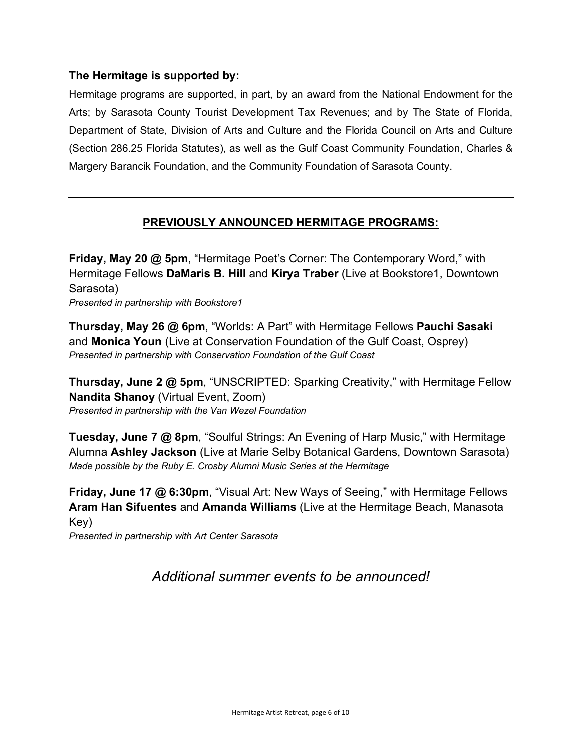**The Hermitage is supported by:**

Hermitage programs are supported, in part, by an award from the National Endowment for the Arts; by Sarasota County Tourist Development Tax Revenues; and by The State of Florida, Department of State, Division of Arts and Culture and the Florida Council on Arts and Culture (Section 286.25 Florida Statutes), as well as the Gulf Coast Community Foundation, Charles & Margery Barancik Foundation, and the Community Foundation of Sarasota County.

---

## PREVIOUSLY ANNOUNCED HERMITAGE PROGRAMS:

**Friday, May 20 @ 5pm**, "Hermitage Poet's Corner: The Contemporary Word," with Hermitage Fellows **DaMaris B. Hill** and **Kirya Traber** (Live at Bookstore1, Downtown Sarasota)
*Presented in partnership with Bookstore1*

**Thursday, May 26 @ 6pm**, "Worlds: A Part" with Hermitage Fellows **Pauchi Sasaki** and **Monica Youn** (Live at Conservation Foundation of the Gulf Coast, Osprey)
*Presented in partnership with Conservation Foundation of the Gulf Coast*

**Thursday, June 2 @ 5pm**, "UNSCRIPTED: Sparking Creativity," with Hermitage Fellow **Nandita Shanoy** (Virtual Event, Zoom)
*Presented in partnership with the Van Wezel Foundation*

**Tuesday, June 7 @ 8pm**, "Soulful Strings: An Evening of Harp Music," with Hermitage Alumna **Ashley Jackson** (Live at Marie Selby Botanical Gardens, Downtown Sarasota)
*Made possible by the Ruby E. Crosby Alumni Music Series at the Hermitage*

**Friday, June 17 @ 6:30pm**, "Visual Art: New Ways of Seeing," with Hermitage Fellows **Aram Han Sifuentes** and **Amanda Williams** (Live at the Hermitage Beach, Manasota Key)
*Presented in partnership with Art Center Sarasota*

*Additional summer events to be announced!*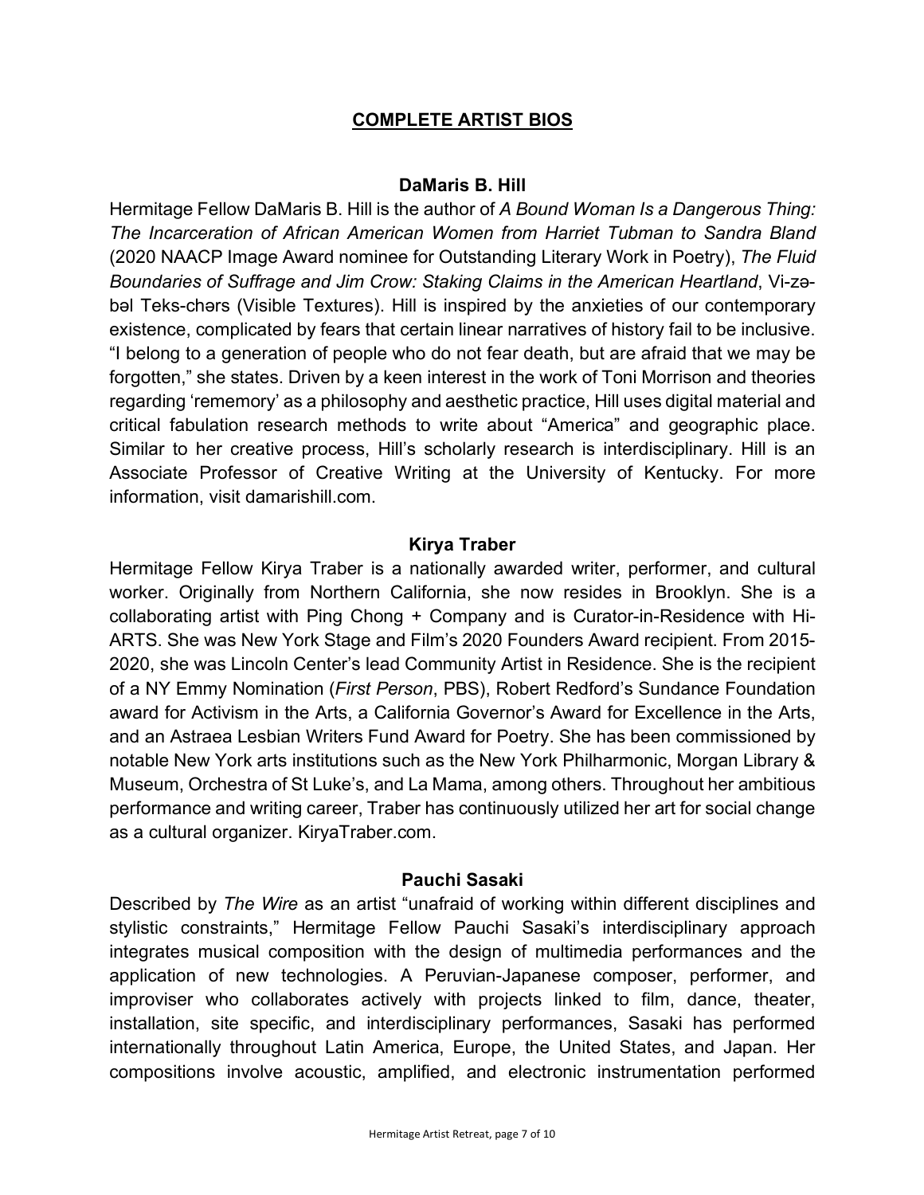## COMPLETE ARTIST BIOS

### DaMaris B. Hill

Hermitage Fellow DaMaris B. Hill is the author of *A Bound Woman Is a Dangerous Thing: The Incarceration of African American Women from Harriet Tubman to Sandra Bland* (2020 NAACP Image Award nominee for Outstanding Literary Work in Poetry), *The Fluid Boundaries of Suffrage and Jim Crow: Staking Claims in the American Heartland*, Vi-zə-bəl Teks-chərs (Visible Textures). Hill is inspired by the anxieties of our contemporary existence, complicated by fears that certain linear narratives of history fail to be inclusive. "I belong to a generation of people who do not fear death, but are afraid that we may be forgotten," she states. Driven by a keen interest in the work of Toni Morrison and theories regarding 'rememory' as a philosophy and aesthetic practice, Hill uses digital material and critical fabulation research methods to write about "America" and geographic place. Similar to her creative process, Hill's scholarly research is interdisciplinary. Hill is an Associate Professor of Creative Writing at the University of Kentucky. For more information, visit damarishill.com.

### Kirya Traber

Hermitage Fellow Kirya Traber is a nationally awarded writer, performer, and cultural worker. Originally from Northern California, she now resides in Brooklyn. She is a collaborating artist with Ping Chong + Company and is Curator-in-Residence with Hi-ARTS. She was New York Stage and Film's 2020 Founders Award recipient. From 2015-2020, she was Lincoln Center's lead Community Artist in Residence. She is the recipient of a NY Emmy Nomination (*First Person*, PBS), Robert Redford's Sundance Foundation award for Activism in the Arts, a California Governor's Award for Excellence in the Arts, and an Astraea Lesbian Writers Fund Award for Poetry. She has been commissioned by notable New York arts institutions such as the New York Philharmonic, Morgan Library & Museum, Orchestra of St Luke's, and La Mama, among others. Throughout her ambitious performance and writing career, Traber has continuously utilized her art for social change as a cultural organizer. KiryaTraber.com.

### Pauchi Sasaki

Described by *The Wire* as an artist "unafraid of working within different disciplines and stylistic constraints," Hermitage Fellow Pauchi Sasaki's interdisciplinary approach integrates musical composition with the design of multimedia performances and the application of new technologies. A Peruvian-Japanese composer, performer, and improviser who collaborates actively with projects linked to film, dance, theater, installation, site specific, and interdisciplinary performances, Sasaki has performed internationally throughout Latin America, Europe, the United States, and Japan. Her compositions involve acoustic, amplified, and electronic instrumentation performed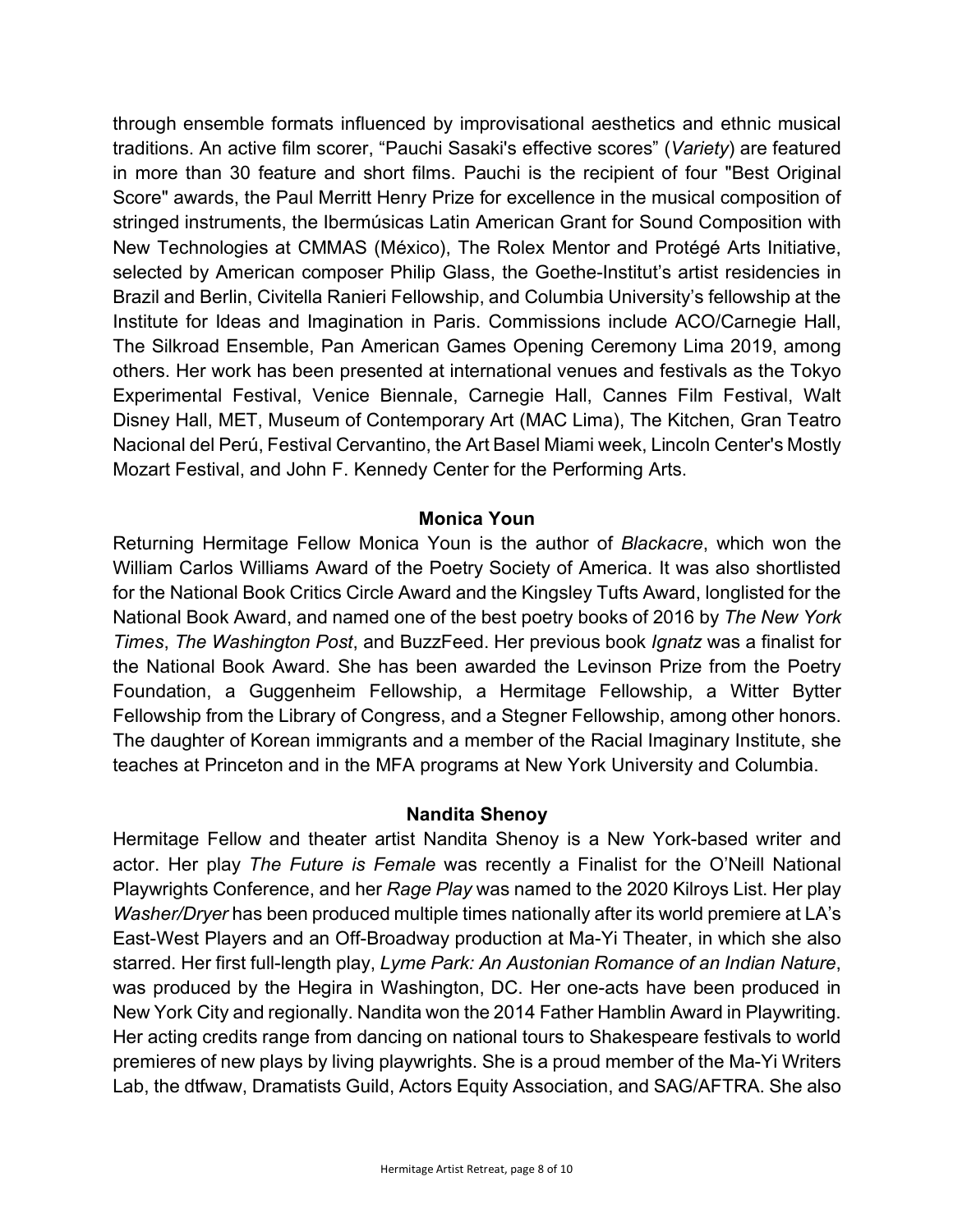through ensemble formats influenced by improvisational aesthetics and ethnic musical traditions. An active film scorer, "Pauchi Sasaki's effective scores" (*Variety*) are featured in more than 30 feature and short films. Pauchi is the recipient of four "Best Original Score" awards, the Paul Merritt Henry Prize for excellence in the musical composition of stringed instruments, the Ibermúsicas Latin American Grant for Sound Composition with New Technologies at CMMAS (México), The Rolex Mentor and Protégé Arts Initiative, selected by American composer Philip Glass, the Goethe-Institut's artist residencies in Brazil and Berlin, Civitella Ranieri Fellowship, and Columbia University's fellowship at the Institute for Ideas and Imagination in Paris. Commissions include ACO/Carnegie Hall, The Silkroad Ensemble, Pan American Games Opening Ceremony Lima 2019, among others. Her work has been presented at international venues and festivals as the Tokyo Experimental Festival, Venice Biennale, Carnegie Hall, Cannes Film Festival, Walt Disney Hall, MET, Museum of Contemporary Art (MAC Lima), The Kitchen, Gran Teatro Nacional del Perú, Festival Cervantino, the Art Basel Miami week, Lincoln Center's Mostly Mozart Festival, and John F. Kennedy Center for the Performing Arts.

**Monica Youn**

Returning Hermitage Fellow Monica Youn is the author of *Blackacre*, which won the William Carlos Williams Award of the Poetry Society of America. It was also shortlisted for the National Book Critics Circle Award and the Kingsley Tufts Award, longlisted for the National Book Award, and named one of the best poetry books of 2016 by *The New York Times*, *The Washington Post*, and BuzzFeed. Her previous book *Ignatz* was a finalist for the National Book Award. She has been awarded the Levinson Prize from the Poetry Foundation, a Guggenheim Fellowship, a Hermitage Fellowship, a Witter Bytter Fellowship from the Library of Congress, and a Stegner Fellowship, among other honors. The daughter of Korean immigrants and a member of the Racial Imaginary Institute, she teaches at Princeton and in the MFA programs at New York University and Columbia.

**Nandita Shenoy**

Hermitage Fellow and theater artist Nandita Shenoy is a New York-based writer and actor. Her play *The Future is Female* was recently a Finalist for the O'Neill National Playwrights Conference, and her *Rage Play* was named to the 2020 Kilroys List. Her play *Washer/Dryer* has been produced multiple times nationally after its world premiere at LA's East-West Players and an Off-Broadway production at Ma-Yi Theater, in which she also starred. Her first full-length play, *Lyme Park: An Austonian Romance of an Indian Nature*, was produced by the Hegira in Washington, DC. Her one-acts have been produced in New York City and regionally. Nandita won the 2014 Father Hamblin Award in Playwriting. Her acting credits range from dancing on national tours to Shakespeare festivals to world premieres of new plays by living playwrights. She is a proud member of the Ma-Yi Writers Lab, the dtfwaw, Dramatists Guild, Actors Equity Association, and SAG/AFTRA. She also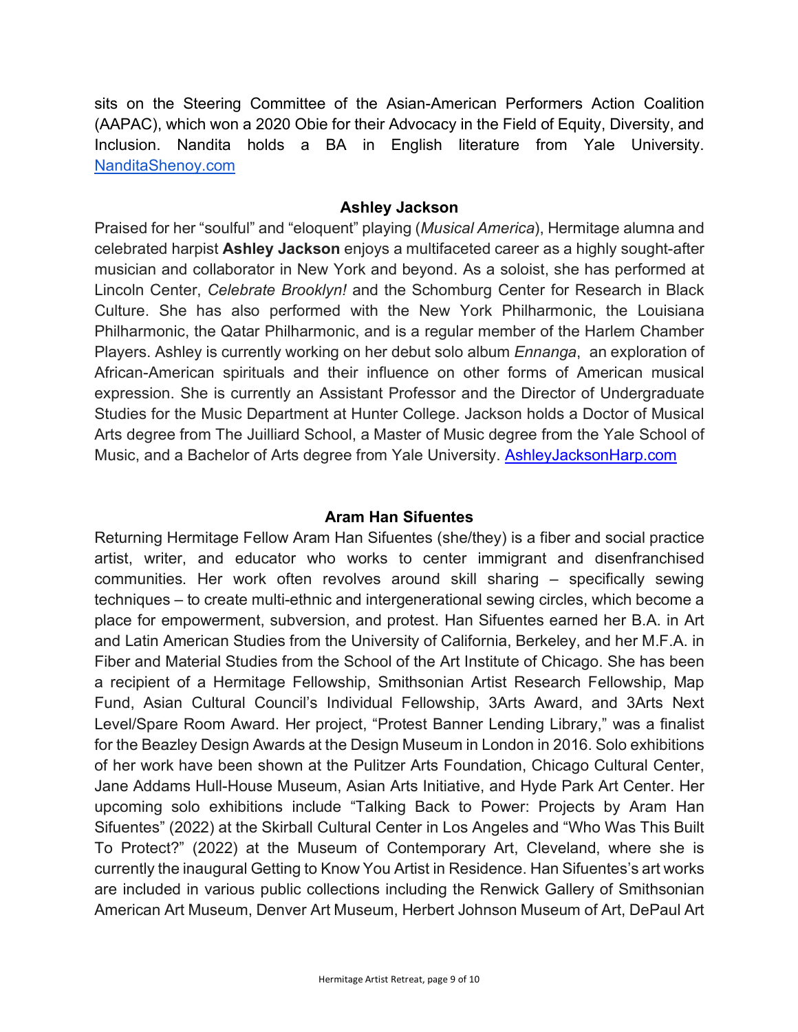sits on the Steering Committee of the Asian-American Performers Action Coalition (AAPAC), which won a 2020 Obie for their Advocacy in the Field of Equity, Diversity, and Inclusion. Nandita holds a BA in English literature from Yale University. [NanditaShenoy.com](NanditaShenoy.com)

### Ashley Jackson

Praised for her "soulful" and "eloquent" playing (*Musical America*), Hermitage alumna and celebrated harpist **Ashley Jackson** enjoys a multifaceted career as a highly sought-after musician and collaborator in New York and beyond. As a soloist, she has performed at Lincoln Center, *Celebrate Brooklyn!* and the Schomburg Center for Research in Black Culture. She has also performed with the New York Philharmonic, the Louisiana Philharmonic, the Qatar Philharmonic, and is a regular member of the Harlem Chamber Players. Ashley is currently working on her debut solo album *Ennanga*, an exploration of African-American spirituals and their influence on other forms of American musical expression. She is currently an Assistant Professor and the Director of Undergraduate Studies for the Music Department at Hunter College. Jackson holds a Doctor of Musical Arts degree from The Juilliard School, a Master of Music degree from the Yale School of Music, and a Bachelor of Arts degree from Yale University. [AshleyJacksonHarp.com](AshleyJacksonHarp.com)

### Aram Han Sifuentes

Returning Hermitage Fellow Aram Han Sifuentes (she/they) is a fiber and social practice artist, writer, and educator who works to center immigrant and disenfranchised communities. Her work often revolves around skill sharing – specifically sewing techniques – to create multi-ethnic and intergenerational sewing circles, which become a place for empowerment, subversion, and protest. Han Sifuentes earned her B.A. in Art and Latin American Studies from the University of California, Berkeley, and her M.F.A. in Fiber and Material Studies from the School of the Art Institute of Chicago. She has been a recipient of a Hermitage Fellowship, Smithsonian Artist Research Fellowship, Map Fund, Asian Cultural Council's Individual Fellowship, 3Arts Award, and 3Arts Next Level/Spare Room Award. Her project, "Protest Banner Lending Library," was a finalist for the Beazley Design Awards at the Design Museum in London in 2016. Solo exhibitions of her work have been shown at the Pulitzer Arts Foundation, Chicago Cultural Center, Jane Addams Hull-House Museum, Asian Arts Initiative, and Hyde Park Art Center. Her upcoming solo exhibitions include "Talking Back to Power: Projects by Aram Han Sifuentes" (2022) at the Skirball Cultural Center in Los Angeles and "Who Was This Built To Protect?" (2022) at the Museum of Contemporary Art, Cleveland, where she is currently the inaugural Getting to Know You Artist in Residence. Han Sifuentes's art works are included in various public collections including the Renwick Gallery of Smithsonian American Art Museum, Denver Art Museum, Herbert Johnson Museum of Art, DePaul Art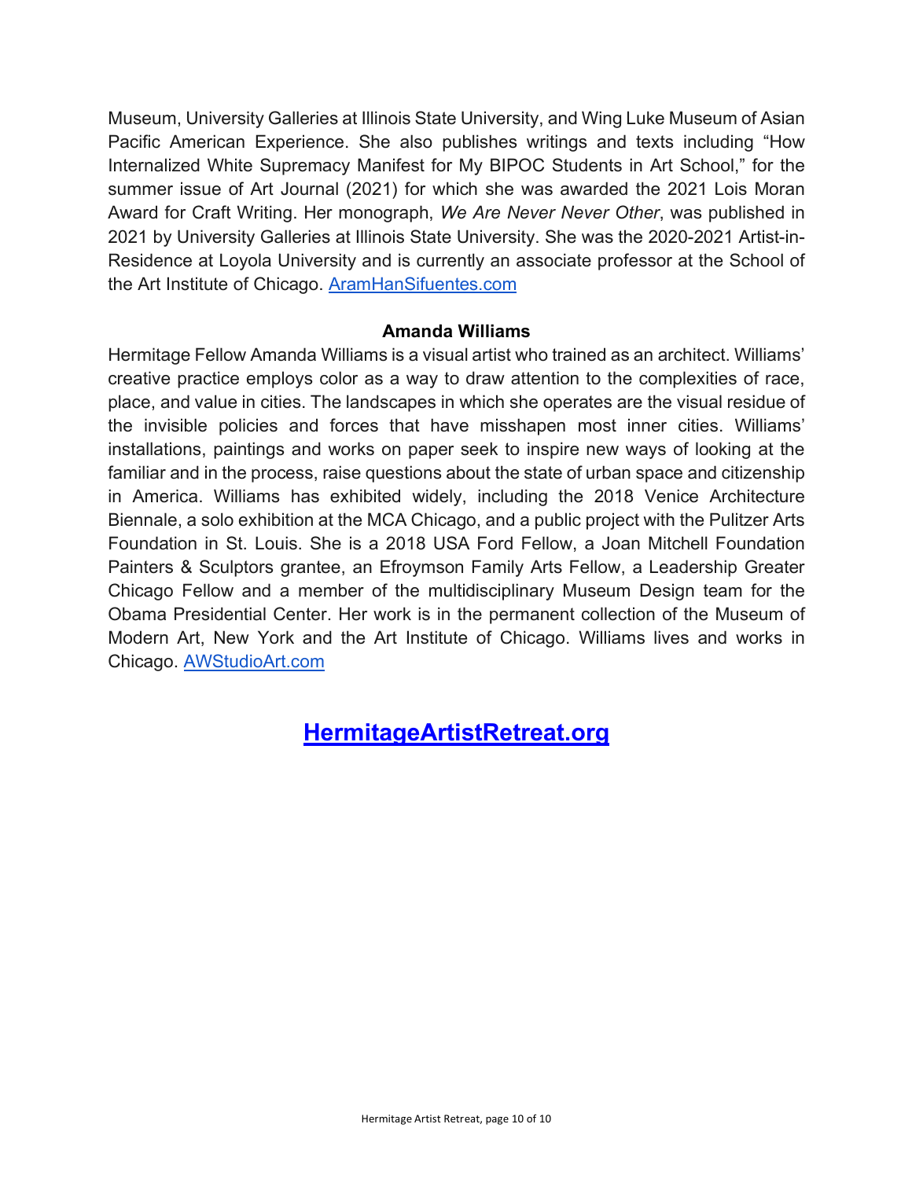Museum, University Galleries at Illinois State University, and Wing Luke Museum of Asian Pacific American Experience. She also publishes writings and texts including "How Internalized White Supremacy Manifest for My BIPOC Students in Art School," for the summer issue of Art Journal (2021) for which she was awarded the 2021 Lois Moran Award for Craft Writing. Her monograph, *We Are Never Never Other*, was published in 2021 by University Galleries at Illinois State University. She was the 2020-2021 Artist-in-Residence at Loyola University and is currently an associate professor at the School of the Art Institute of Chicago. [AramHanSifuentes.com](AramHanSifuentes.com)

**Amanda Williams**

Hermitage Fellow Amanda Williams is a visual artist who trained as an architect. Williams' creative practice employs color as a way to draw attention to the complexities of race, place, and value in cities. The landscapes in which she operates are the visual residue of the invisible policies and forces that have misshapen most inner cities. Williams' installations, paintings and works on paper seek to inspire new ways of looking at the familiar and in the process, raise questions about the state of urban space and citizenship in America. Williams has exhibited widely, including the 2018 Venice Architecture Biennale, a solo exhibition at the MCA Chicago, and a public project with the Pulitzer Arts Foundation in St. Louis. She is a 2018 USA Ford Fellow, a Joan Mitchell Foundation Painters & Sculptors grantee, an Efroymson Family Arts Fellow, a Leadership Greater Chicago Fellow and a member of the multidisciplinary Museum Design team for the Obama Presidential Center. Her work is in the permanent collection of the Museum of Modern Art, New York and the Art Institute of Chicago. Williams lives and works in Chicago. [AWStudioArt.com](AWStudioArt.com)

## [HermitageArtistRetreat.org](HermitageArtistRetreat.org)